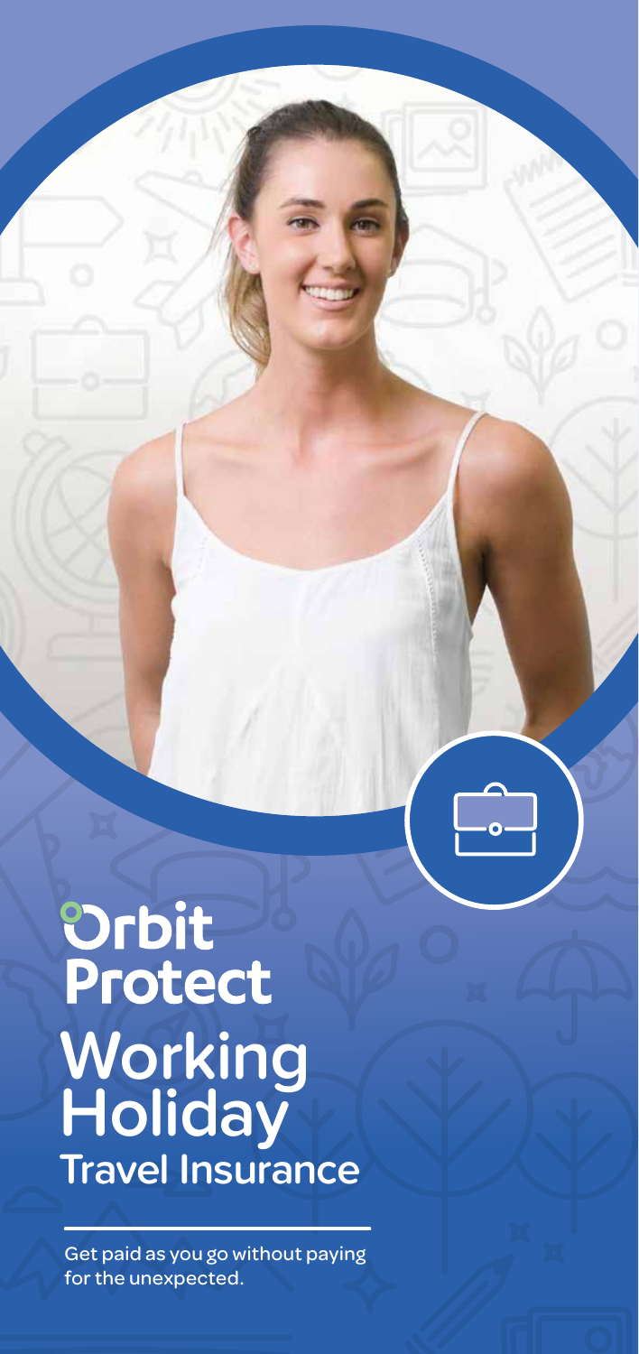# Orbit Protect

## Working Holiday

### Travel Insurance

Get paid as you go without paying for the unexpected.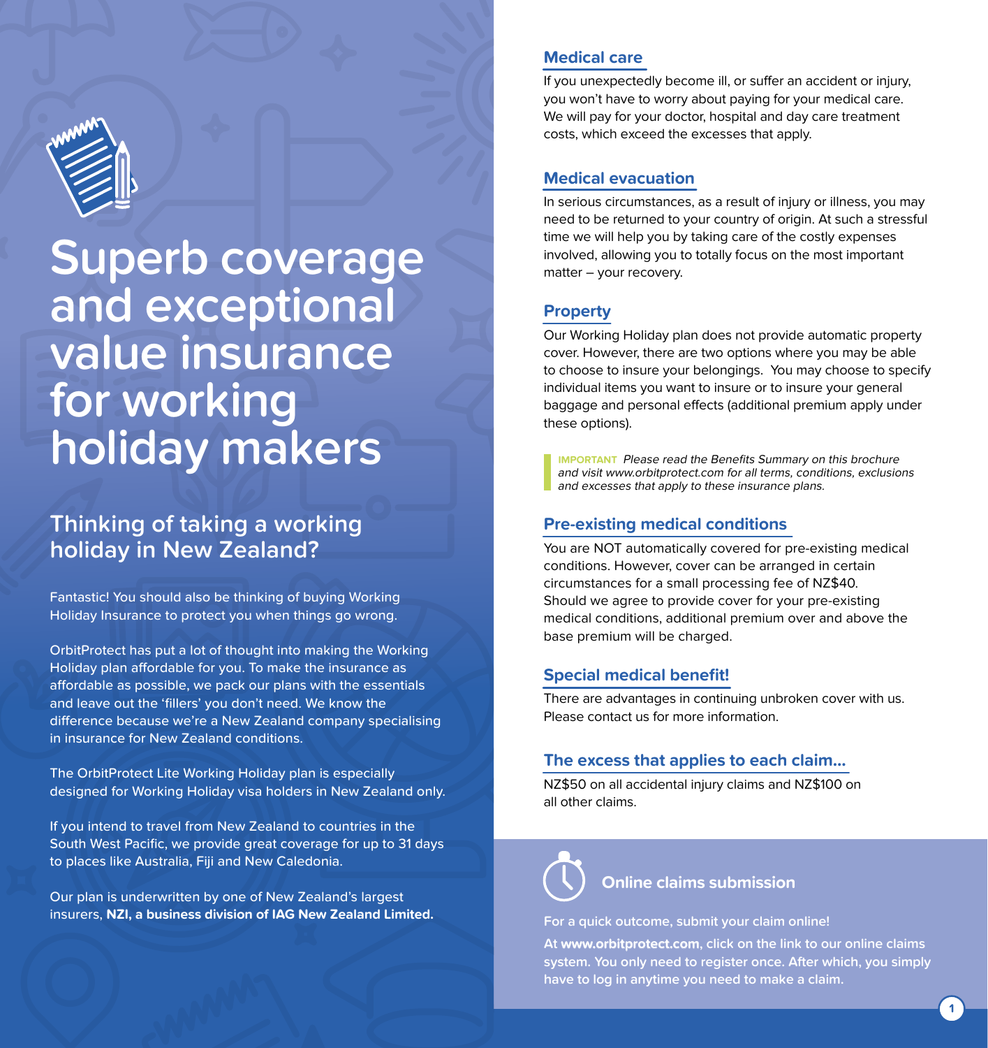# Superb coverage and exceptional value insurance for working holiday makers

## Thinking of taking a working holiday in New Zealand?

Fantastic! You should also be thinking of buying Working Holiday Insurance to protect you when things go wrong.

OrbitProtect has put a lot of thought into making the Working Holiday plan affordable for you. To make the insurance as affordable as possible, we pack our plans with the essentials and leave out the 'fillers' you don't need. We know the difference because we're a New Zealand company specialising in insurance for New Zealand conditions.

The OrbitProtect Lite Working Holiday plan is especially designed for Working Holiday visa holders in New Zealand only.

If you intend to travel from New Zealand to countries in the South West Pacific, we provide great coverage for up to 31 days to places like Australia, Fiji and New Caledonia.

Our plan is underwritten by one of New Zealand's largest insurers, **NZI, a business division of IAG New Zealand Limited.**

### Medical care

If you unexpectedly become ill, or suffer an accident or injury, you won't have to worry about paying for your medical care. We will pay for your doctor, hospital and day care treatment costs, which exceed the excesses that apply.

### Medical evacuation

In serious circumstances, as a result of injury or illness, you may need to be returned to your country of origin. At such a stressful time we will help you by taking care of the costly expenses involved, allowing you to totally focus on the most important matter – your recovery.

### Property

Our Working Holiday plan does not provide automatic property cover. However, there are two options where you may be able to choose to insure your belongings. You may choose to specify individual items you want to insure or to insure your general baggage and personal effects (additional premium apply under these options).

> **IMPORTANT** *Please read the Benefits Summary on this brochure and visit www.orbitprotect.com for all terms, conditions, exclusions and excesses that apply to these insurance plans.*

### Pre-existing medical conditions

You are NOT automatically covered for pre-existing medical conditions. However, cover can be arranged in certain circumstances for a small processing fee of NZ$40. Should we agree to provide cover for your pre-existing medical conditions, additional premium over and above the base premium will be charged.

### Special medical benefit!

There are advantages in continuing unbroken cover with us. Please contact us for more information.

### The excess that applies to each claim...

NZ$50 on all accidental injury claims and NZ$100 on all other claims.

### Online claims submission

**For a quick outcome, submit your claim online!**

**At www.orbitprotect.com, click on the link to our online claims system. You only need to register once. After which, you simply have to log in anytime you need to make a claim.**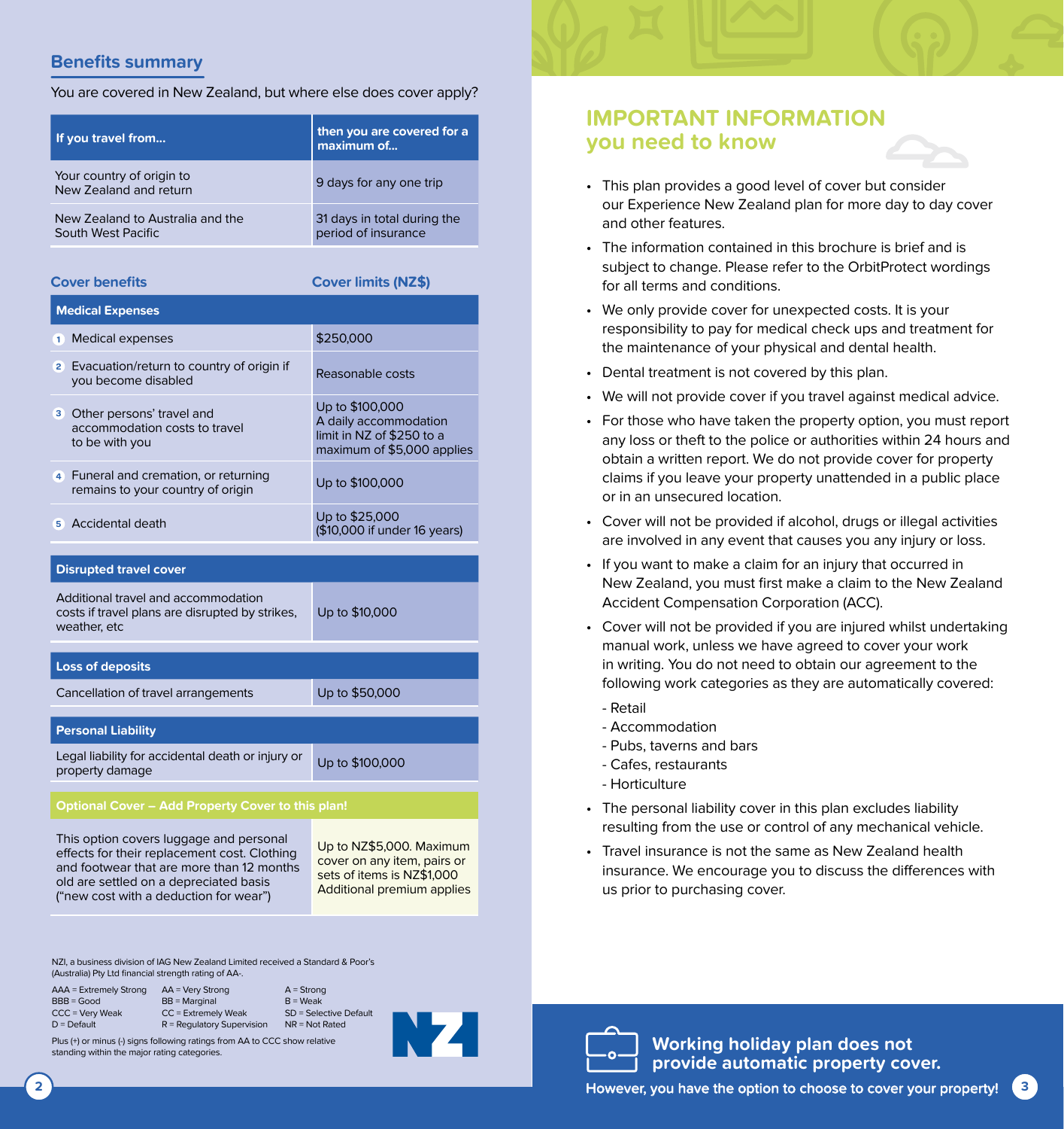## Benefits summary

You are covered in New Zealand, but where else does cover apply?

| If you travel from... | then you are covered for a maximum of... |
|---|---|
| Your country of origin to New Zealand and return | 9 days for any one trip |
| New Zealand to Australia and the South West Pacific | 31 days in total during the period of insurance |

| Cover benefits | Cover limits (NZ$) |
|---|---|
| **Medical Expenses** | |
| 1 Medical expenses | $250,000 |
| 2 Evacuation/return to country of origin if you become disabled | Reasonable costs |
| 3 Other persons' travel and accommodation costs to travel to be with you | Up to $100,000 A daily accommodation limit in NZ of $250 to a maximum of $5,000 applies |
| 4 Funeral and cremation, or returning remains to your country of origin | Up to $100,000 |
| 5 Accidental death | Up to $25,000 ($10,000 if under 16 years) |
| **Disrupted travel cover** | |
| Additional travel and accommodation costs if travel plans are disrupted by strikes, weather, etc | Up to $10,000 |
| **Loss of deposits** | |
| Cancellation of travel arrangements | Up to $50,000 |
| **Personal Liability** | |
| Legal liability for accidental death or injury or property damage | Up to $100,000 |
| **Optional Cover – Add Property Cover to this plan!** | |
| This option covers luggage and personal effects for their replacement cost. Clothing and footwear that are more than 12 months old are settled on a depreciated basis ("new cost with a deduction for wear") | Up to NZ$5,000. Maximum cover on any item, pairs or sets of items is NZ$1,000 Additional premium applies |

NZI, a business division of IAG New Zealand Limited received a Standard & Poor's (Australia) Pty Ltd financial strength rating of AA-.

| | | |
|---|---|---|
| AAA = Extremely Strong | AA = Very Strong | A = Strong |
| BBB = Good | BB = Marginal | B = Weak |
| CCC = Very Weak | CC = Extremely Weak | SD = Selective Default |
| D = Default | R = Regulatory Supervision | NR = Not Rated |

Plus (+) or minus (-) signs following ratings from AA to CCC show relative standing within the major rating categories.

NZI

## IMPORTANT INFORMATION you need to know

- This plan provides a good level of cover but consider our Experience New Zealand plan for more day to day cover and other features.
- The information contained in this brochure is brief and is subject to change. Please refer to the OrbitProtect wordings for all terms and conditions.
- We only provide cover for unexpected costs. It is your responsibility to pay for medical check ups and treatment for the maintenance of your physical and dental health.
- Dental treatment is not covered by this plan.
- We will not provide cover if you travel against medical advice.
- For those who have taken the property option, you must report any loss or theft to the police or authorities within 24 hours and obtain a written report. We do not provide cover for property claims if you leave your property unattended in a public place or in an unsecured location.
- Cover will not be provided if alcohol, drugs or illegal activities are involved in any event that causes you any injury or loss.
- If you want to make a claim for an injury that occurred in New Zealand, you must first make a claim to the New Zealand Accident Compensation Corporation (ACC).
- Cover will not be provided if you are injured whilst undertaking manual work, unless we have agreed to cover your work in writing. You do not need to obtain our agreement to the following work categories as they are automatically covered:
  - Retail
  - Accommodation
  - Pubs, taverns and bars
  - Cafes, restaurants
  - Horticulture
- The personal liability cover in this plan excludes liability resulting from the use or control of any mechanical vehicle.
- Travel insurance is not the same as New Zealand health insurance. We encourage you to discuss the differences with us prior to purchasing cover.

**Working holiday plan does not provide automatic property cover.**

**However, you have the option to choose to cover your property!**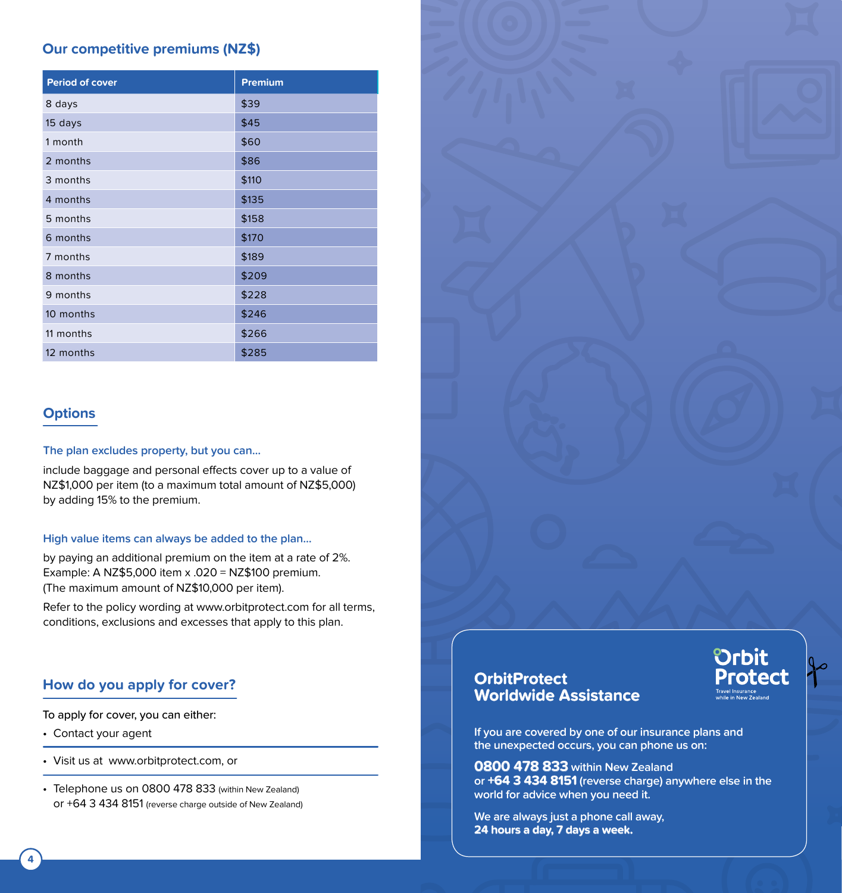## Our competitive premiums (NZ$)

| Period of cover | Premium |
|---|---|
| 8 days | $39 |
| 15 days | $45 |
| 1 month | $60 |
| 2 months | $86 |
| 3 months | $110 |
| 4 months | $135 |
| 5 months | $158 |
| 6 months | $170 |
| 7 months | $189 |
| 8 months | $209 |
| 9 months | $228 |
| 10 months | $246 |
| 11 months | $266 |
| 12 months | $285 |

## Options

### The plan excludes property, but you can...

include baggage and personal effects cover up to a value of NZ$1,000 per item (to a maximum total amount of NZ$5,000) by adding 15% to the premium.

### High value items can always be added to the plan...

by paying an additional premium on the item at a rate of 2%.
Example: A NZ$5,000 item x .020 = NZ$100 premium.
(The maximum amount of NZ$10,000 per item).

Refer to the policy wording at www.orbitprotect.com for all terms, conditions, exclusions and excesses that apply to this plan.

## How do you apply for cover?

To apply for cover, you can either:

- Contact your agent
- Visit us at www.orbitprotect.com, or
- Telephone us on 0800 478 833 (within New Zealand) or +64 3 434 8151 (reverse charge outside of New Zealand)

## OrbitProtect Worldwide Assistance

Orbit Protect
Travel Insurance while in New Zealand

If you are covered by one of our insurance plans and the unexpected occurs, you can phone us on:

**0800 478 833** within New Zealand
or **+64 3 434 8151** (reverse charge) anywhere else in the world for advice when you need it.

We are always just a phone call away,
**24 hours a day, 7 days a week.**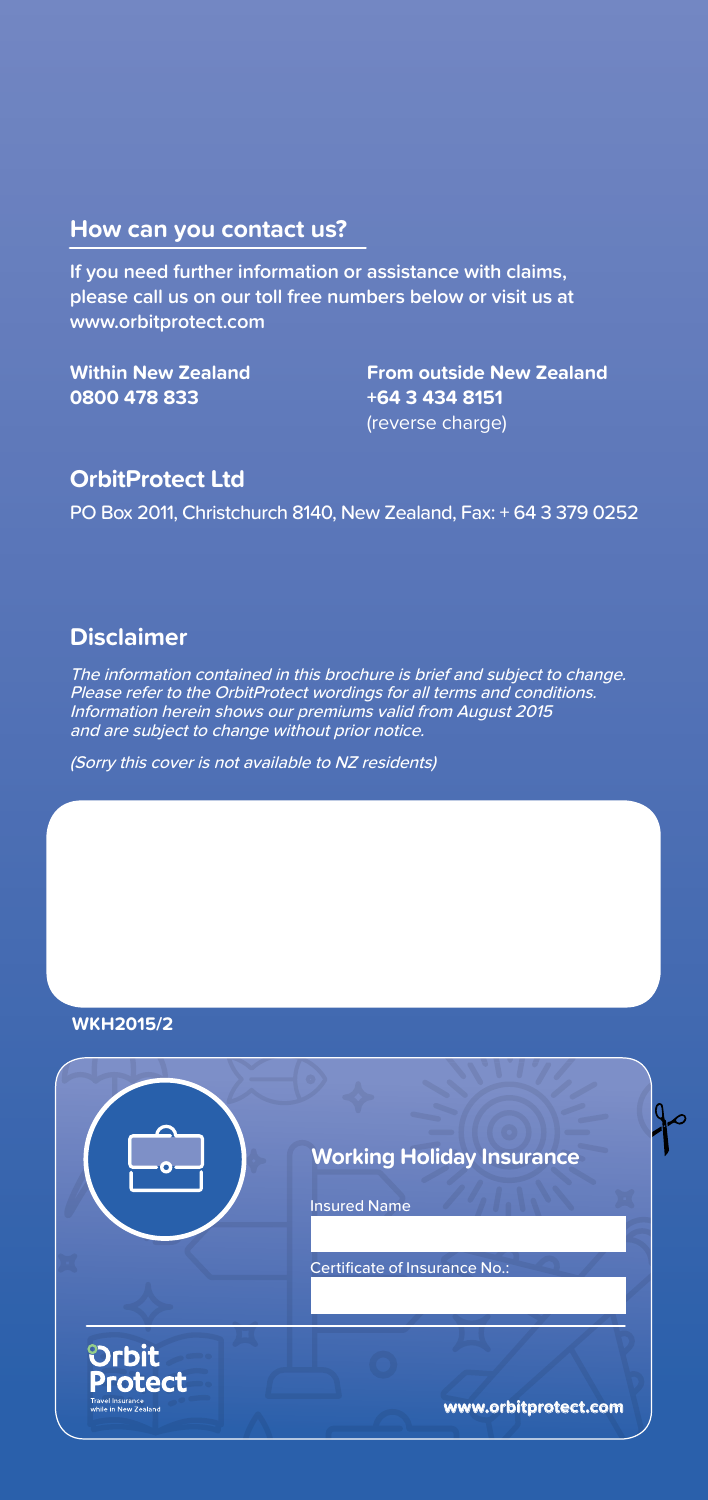## How can you contact us?

**If you need further information or assistance with claims, please call us on our toll free numbers below or visit us at www.orbitprotect.com**

**Within New Zealand**
**0800 478 833**

**From outside New Zealand**
**+64 3 434 8151**
(reverse charge)

## OrbitProtect Ltd

PO Box 2011, Christchurch 8140, New Zealand, Fax: + 64 3 379 0252

## Disclaimer

*The information contained in this brochure is brief and subject to change. Please refer to the OrbitProtect wordings for all terms and conditions. Information herein shows our premiums valid from August 2015 and are subject to change without prior notice.*

*(Sorry this cover is not available to NZ residents)*

**WKH2015/2**

### Working Holiday Insurance

Insured Name

Certificate of Insurance No.:

Orbit Protect
Travel Insurance while in New Zealand

**www.orbitprotect.com**